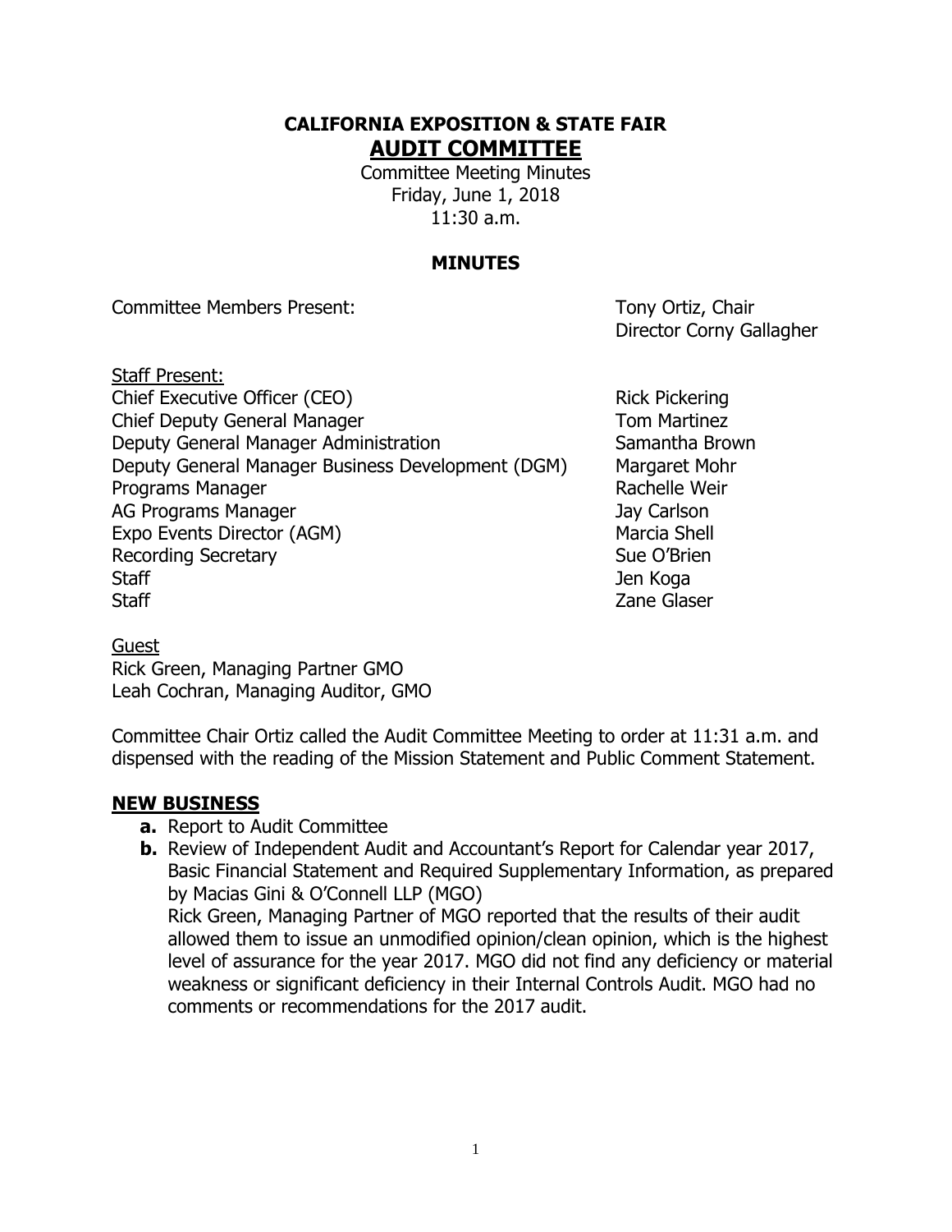# CALIFORNIA EXPOSITION & STATE FAIR

## AUDIT COMMITTEE

Committee Meeting Minutes
Friday, June 1, 2018
11:30 a.m.

### MINUTES

| | |
|---|---|
| Committee Members Present: | Tony Ortiz, Chair |
| | Director Corny Gallagher |

Staff Present:

| | |
|---|---|
| Chief Executive Officer (CEO) | Rick Pickering |
| Chief Deputy General Manager | Tom Martinez |
| Deputy General Manager Administration | Samantha Brown |
| Deputy General Manager Business Development (DGM) | Margaret Mohr |
| Programs Manager | Rachelle Weir |
| AG Programs Manager | Jay Carlson |
| Expo Events Director (AGM) | Marcia Shell |
| Recording Secretary | Sue O'Brien |
| Staff | Jen Koga |
| Staff | Zane Glaser |

Guest
Rick Green, Managing Partner GMO
Leah Cochran, Managing Auditor, GMO

Committee Chair Ortiz called the Audit Committee Meeting to order at 11:31 a.m. and dispensed with the reading of the Mission Statement and Public Comment Statement.

## NEW BUSINESS

**a.** Report to Audit Committee

**b.** Review of Independent Audit and Accountant's Report for Calendar year 2017, Basic Financial Statement and Required Supplementary Information, as prepared by Macias Gini & O'Connell LLP (MGO)
Rick Green, Managing Partner of MGO reported that the results of their audit allowed them to issue an unmodified opinion/clean opinion, which is the highest level of assurance for the year 2017. MGO did not find any deficiency or material weakness or significant deficiency in their Internal Controls Audit. MGO had no comments or recommendations for the 2017 audit.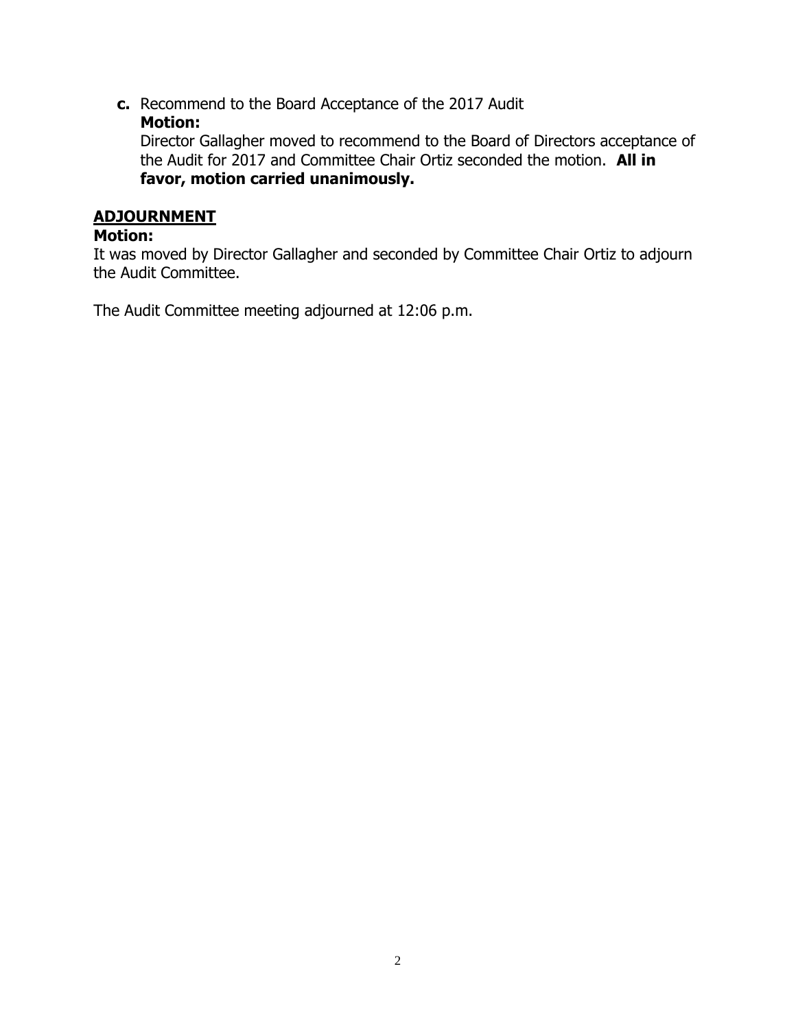**c.** Recommend to the Board Acceptance of the 2017 Audit

**Motion:**

Director Gallagher moved to recommend to the Board of Directors acceptance of the Audit for 2017 and Committee Chair Ortiz seconded the motion. **All in favor, motion carried unanimously.**

## ADJOURNMENT

**Motion:**

It was moved by Director Gallagher and seconded by Committee Chair Ortiz to adjourn the Audit Committee.

The Audit Committee meeting adjourned at 12:06 p.m.